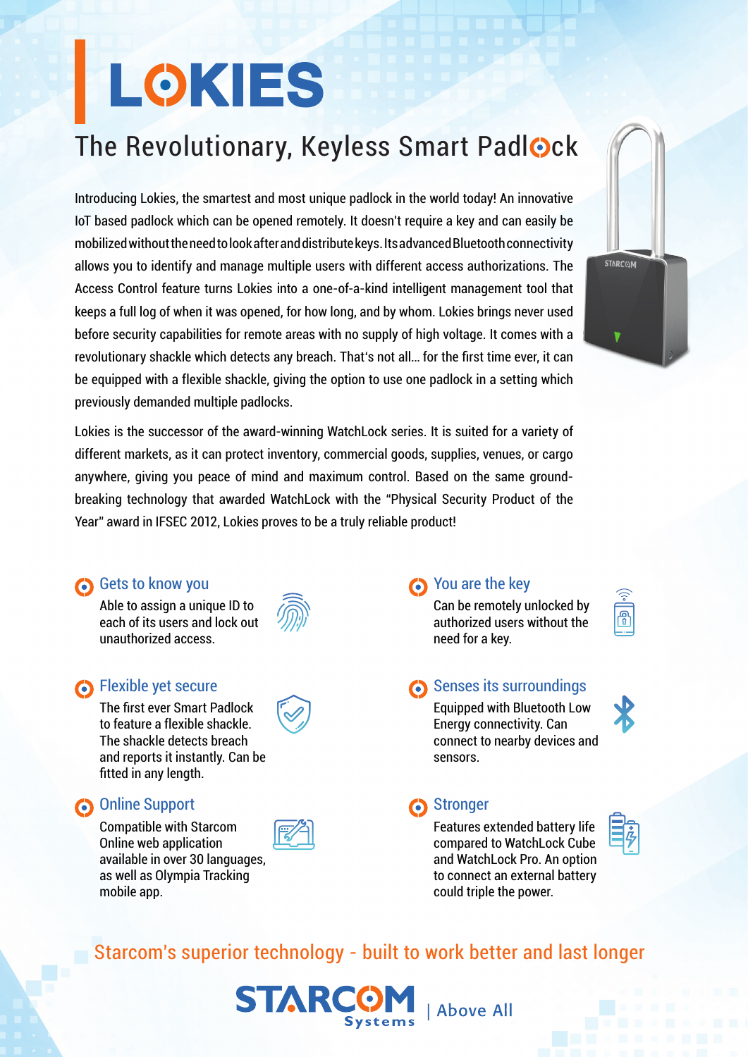# LOKIES

## The Revolutionary, Keyless Smart Padlock

Introducing Lokies, the smartest and most unique padlock in the world today! An innovative IoT based padlock which can be opened remotely. It doesn't require a key and can easily be mobilized without the need to look after and distribute keys. Its advanced Bluetooth connectivity allows you to identify and manage multiple users with different access authorizations. The Access Control feature turns Lokies into a one-of-a-kind intelligent management tool that keeps a full log of when it was opened, for how long, and by whom. Lokies brings never used before security capabilities for remote areas with no supply of high voltage. It comes with a revolutionary shackle which detects any breach. That's not all... for the first time ever, it can be equipped with a flexible shackle, giving the option to use one padlock in a setting which previously demanded multiple padlocks.

Lokies is the successor of the award-winning WatchLock series. It is suited for a variety of different markets, as it can protect inventory, commercial goods, supplies, venues, or cargo anywhere, giving you peace of mind and maximum control. Based on the same ground-breaking technology that awarded WatchLock with the "Physical Security Product of the Year" award in IFSEC 2012, Lokies proves to be a truly reliable product!

### Gets to know you

Able to assign a unique ID to each of its users and lock out unauthorized access.

### Flexible yet secure

The first ever Smart Padlock to feature a flexible shackle. The shackle detects breach and reports it instantly. Can be fitted in any length.

### Online Support

Compatible with Starcom Online web application available in over 30 languages, as well as Olympia Tracking mobile app.

### You are the key

Can be remotely unlocked by authorized users without the need for a key.

### Senses its surroundings

Equipped with Bluetooth Low Energy connectivity. Can connect to nearby devices and sensors.

### Stronger

Features extended battery life compared to WatchLock Cube and WatchLock Pro. An option to connect an external battery could triple the power.

Starcom's superior technology - built to work better and last longer

STARCOM Systems | Above All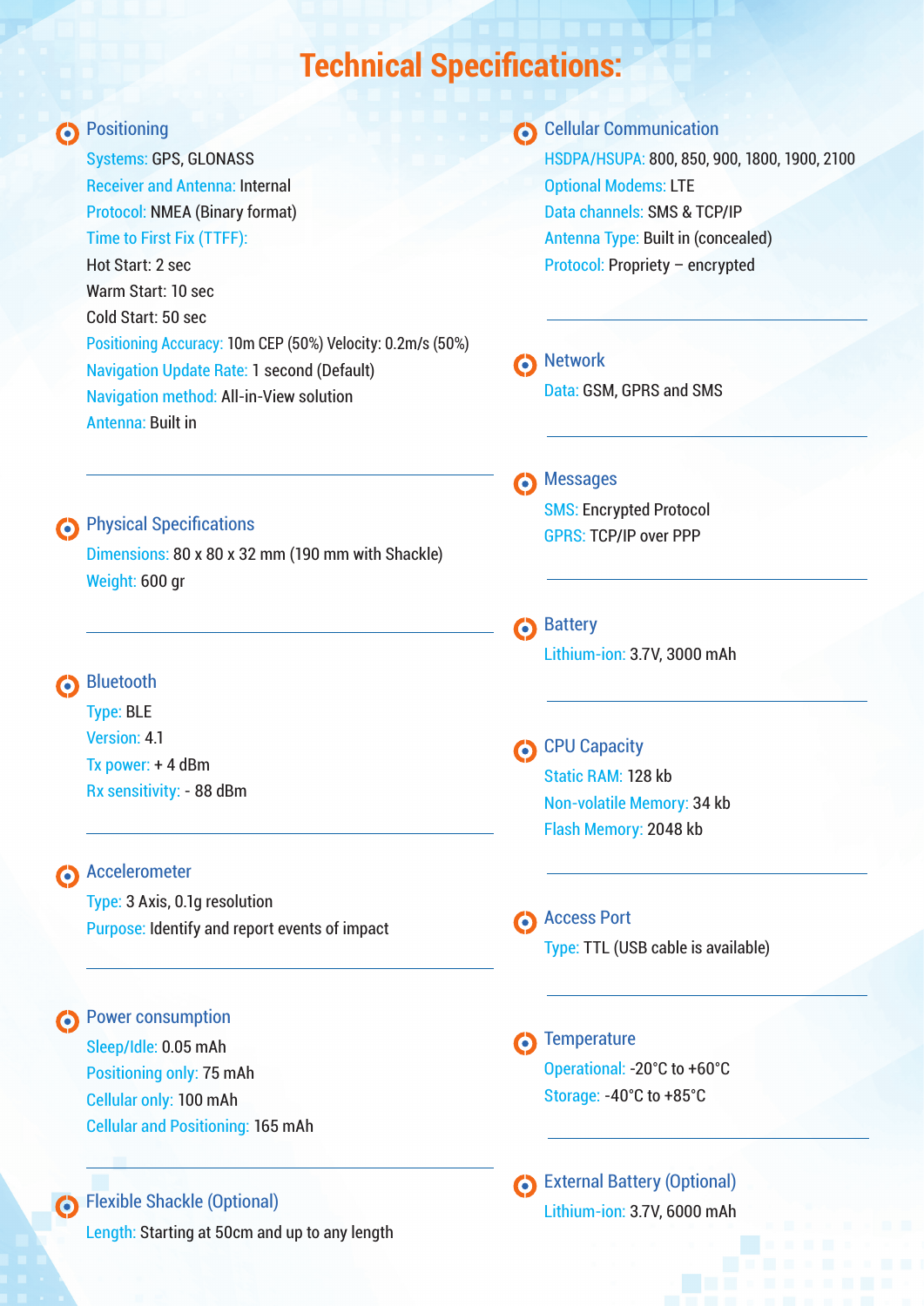# Technical Specifications:

## Positioning

Systems: GPS, GLONASS

Receiver and Antenna: Internal

Protocol: NMEA (Binary format)

Time to First Fix (TTFF):

Hot Start: 2 sec

Warm Start: 10 sec

Cold Start: 50 sec

Positioning Accuracy: 10m CEP (50%) Velocity: 0.2m/s (50%)

Navigation Update Rate: 1 second (Default)

Navigation method: All-in-View solution

Antenna: Built in

## Physical Specifications

Dimensions: 80 x 80 x 32 mm (190 mm with Shackle)

Weight: 600 gr

## Bluetooth

Type: BLE

Version: 4.1

Tx power: + 4 dBm

Rx sensitivity: - 88 dBm

## Accelerometer

Type: 3 Axis, 0.1g resolution

Purpose: Identify and report events of impact

## Power consumption

Sleep/Idle: 0.05 mAh

Positioning only: 75 mAh

Cellular only: 100 mAh

Cellular and Positioning: 165 mAh

## Flexible Shackle (Optional)

Length: Starting at 50cm and up to any length

## Cellular Communication

HSDPA/HSUPA: 800, 850, 900, 1800, 1900, 2100

Optional Modems: LTE

Data channels: SMS & TCP/IP

Antenna Type: Built in (concealed)

Protocol: Propriety – encrypted

## Network

Data: GSM, GPRS and SMS

## Messages

SMS: Encrypted Protocol

GPRS: TCP/IP over PPP

## Battery

Lithium-ion: 3.7V, 3000 mAh

## CPU Capacity

Static RAM: 128 kb

Non-volatile Memory: 34 kb

Flash Memory: 2048 kb

## Access Port

Type: TTL (USB cable is available)

## Temperature

Operational: -20°C to +60°C

Storage: -40°C to +85°C

## External Battery (Optional)

Lithium-ion: 3.7V, 6000 mAh